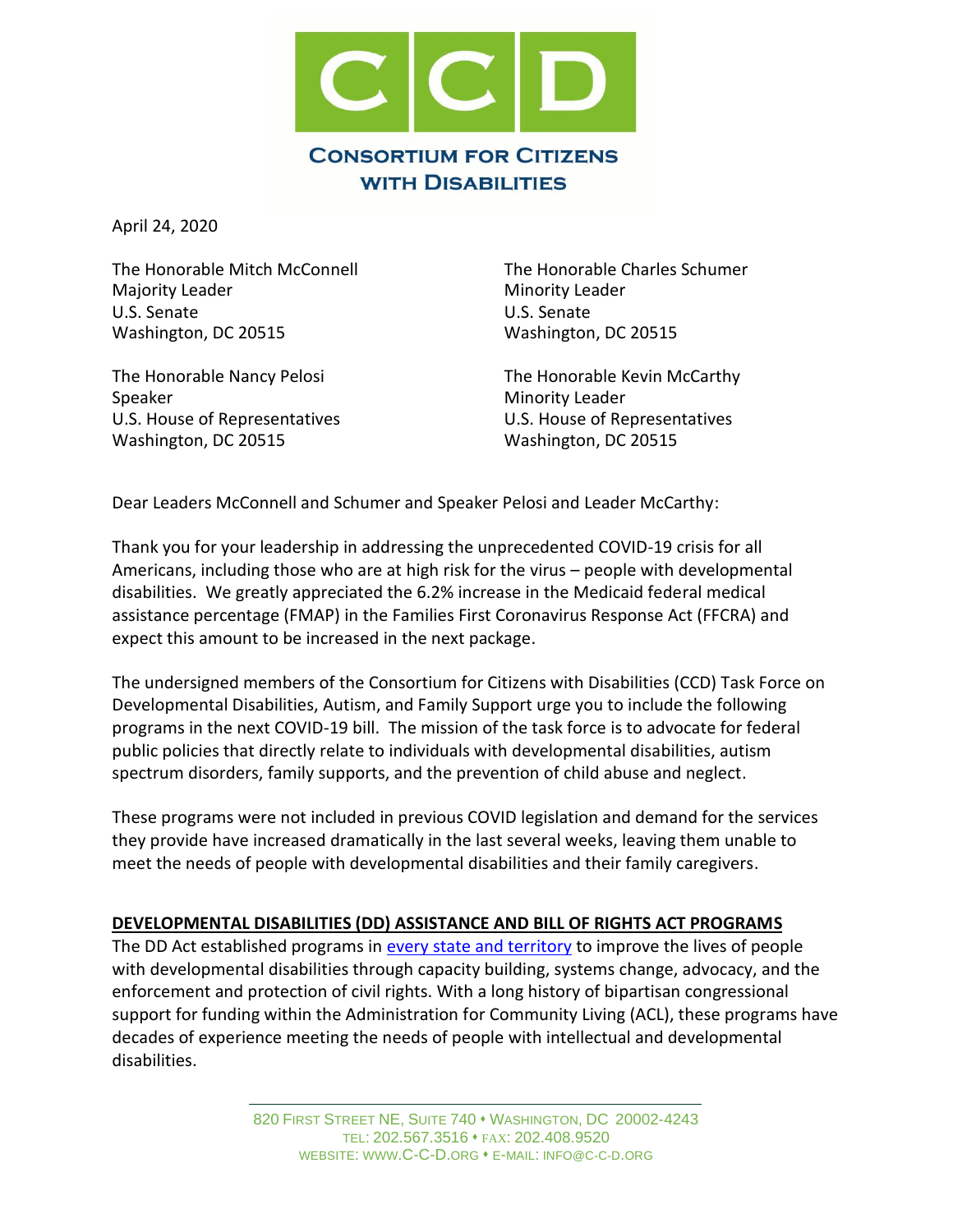# CONSORTIUM FOR CITIZENS WITH DISABILITIES

April 24, 2020

The Honorable Mitch McConnell
Majority Leader
U.S. Senate
Washington, DC 20515

The Honorable Charles Schumer
Minority Leader
U.S. Senate
Washington, DC 20515

The Honorable Nancy Pelosi
Speaker
U.S. House of Representatives
Washington, DC 20515

The Honorable Kevin McCarthy
Minority Leader
U.S. House of Representatives
Washington, DC 20515

Dear Leaders McConnell and Schumer and Speaker Pelosi and Leader McCarthy:

Thank you for your leadership in addressing the unprecedented COVID-19 crisis for all Americans, including those who are at high risk for the virus – people with developmental disabilities. We greatly appreciated the 6.2% increase in the Medicaid federal medical assistance percentage (FMAP) in the Families First Coronavirus Response Act (FFCRA) and expect this amount to be increased in the next package.

The undersigned members of the Consortium for Citizens with Disabilities (CCD) Task Force on Developmental Disabilities, Autism, and Family Support urge you to include the following programs in the next COVID-19 bill. The mission of the task force is to advocate for federal public policies that directly relate to individuals with developmental disabilities, autism spectrum disorders, family supports, and the prevention of child abuse and neglect.

These programs were not included in previous COVID legislation and demand for the services they provide have increased dramatically in the last several weeks, leaving them unable to meet the needs of people with developmental disabilities and their family caregivers.

**DEVELOPMENTAL DISABILITIES (DD) ASSISTANCE AND BILL OF RIGHTS ACT PROGRAMS**

The DD Act established programs in [every state and territory] to improve the lives of people with developmental disabilities through capacity building, systems change, advocacy, and the enforcement and protection of civil rights. With a long history of bipartisan congressional support for funding within the Administration for Community Living (ACL), these programs have decades of experience meeting the needs of people with intellectual and developmental disabilities.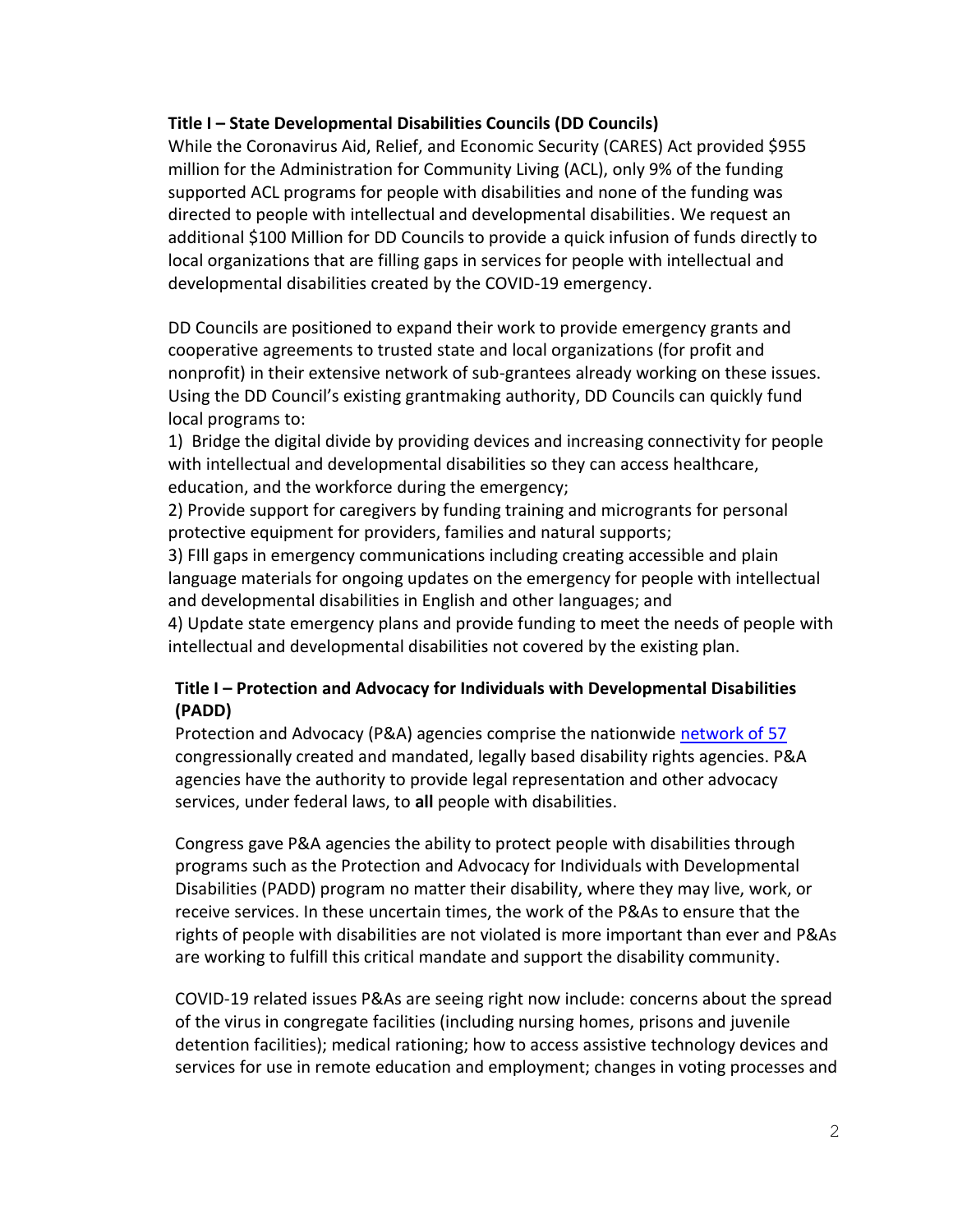### Title I – State Developmental Disabilities Councils (DD Councils)

While the Coronavirus Aid, Relief, and Economic Security (CARES) Act provided $955 million for the Administration for Community Living (ACL), only 9% of the funding supported ACL programs for people with disabilities and none of the funding was directed to people with intellectual and developmental disabilities. We request an additional $100 Million for DD Councils to provide a quick infusion of funds directly to local organizations that are filling gaps in services for people with intellectual and developmental disabilities created by the COVID-19 emergency.

DD Councils are positioned to expand their work to provide emergency grants and cooperative agreements to trusted state and local organizations (for profit and nonprofit) in their extensive network of sub-grantees already working on these issues. Using the DD Council's existing grantmaking authority, DD Councils can quickly fund local programs to:

1) Bridge the digital divide by providing devices and increasing connectivity for people with intellectual and developmental disabilities so they can access healthcare, education, and the workforce during the emergency;
2) Provide support for caregivers by funding training and microgrants for personal protective equipment for providers, families and natural supports;
3) FIll gaps in emergency communications including creating accessible and plain language materials for ongoing updates on the emergency for people with intellectual and developmental disabilities in English and other languages; and
4) Update state emergency plans and provide funding to meet the needs of people with intellectual and developmental disabilities not covered by the existing plan.

### Title I – Protection and Advocacy for Individuals with Developmental Disabilities (PADD)

Protection and Advocacy (P&A) agencies comprise the nationwide network of 57 congressionally created and mandated, legally based disability rights agencies. P&A agencies have the authority to provide legal representation and other advocacy services, under federal laws, to **all** people with disabilities.

Congress gave P&A agencies the ability to protect people with disabilities through programs such as the Protection and Advocacy for Individuals with Developmental Disabilities (PADD) program no matter their disability, where they may live, work, or receive services. In these uncertain times, the work of the P&As to ensure that the rights of people with disabilities are not violated is more important than ever and P&As are working to fulfill this critical mandate and support the disability community.

COVID-19 related issues P&As are seeing right now include: concerns about the spread of the virus in congregate facilities (including nursing homes, prisons and juvenile detention facilities); medical rationing; how to access assistive technology devices and services for use in remote education and employment; changes in voting processes and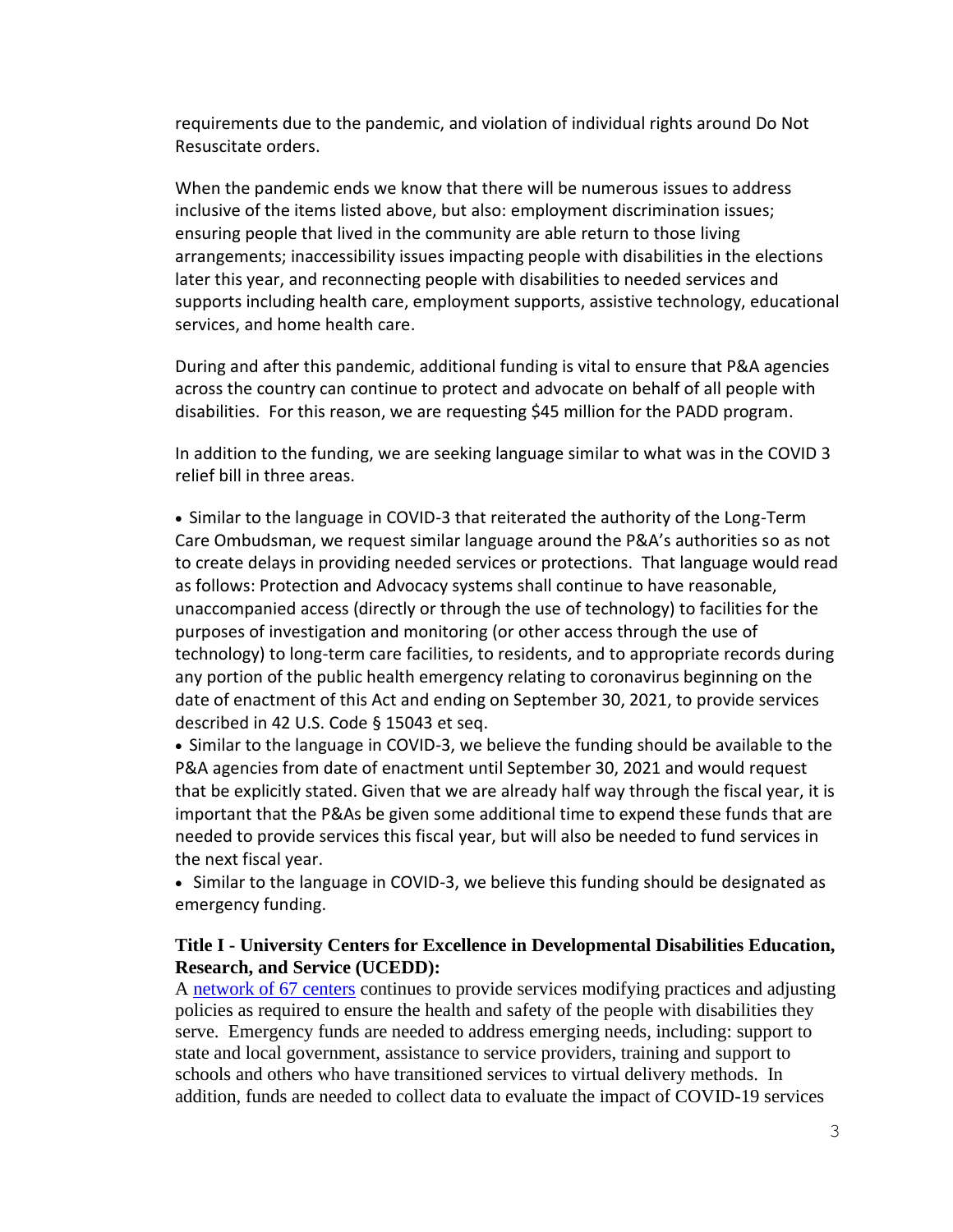requirements due to the pandemic, and violation of individual rights around Do Not Resuscitate orders.

When the pandemic ends we know that there will be numerous issues to address inclusive of the items listed above, but also: employment discrimination issues; ensuring people that lived in the community are able return to those living arrangements; inaccessibility issues impacting people with disabilities in the elections later this year, and reconnecting people with disabilities to needed services and supports including health care, employment supports, assistive technology, educational services, and home health care.

During and after this pandemic, additional funding is vital to ensure that P&A agencies across the country can continue to protect and advocate on behalf of all people with disabilities. For this reason, we are requesting $45 million for the PADD program.

In addition to the funding, we are seeking language similar to what was in the COVID 3 relief bill in three areas.

- Similar to the language in COVID-3 that reiterated the authority of the Long-Term Care Ombudsman, we request similar language around the P&A's authorities so as not to create delays in providing needed services or protections. That language would read as follows: Protection and Advocacy systems shall continue to have reasonable, unaccompanied access (directly or through the use of technology) to facilities for the purposes of investigation and monitoring (or other access through the use of technology) to long-term care facilities, to residents, and to appropriate records during any portion of the public health emergency relating to coronavirus beginning on the date of enactment of this Act and ending on September 30, 2021, to provide services described in 42 U.S. Code § 15043 et seq.
- Similar to the language in COVID-3, we believe the funding should be available to the P&A agencies from date of enactment until September 30, 2021 and would request that be explicitly stated. Given that we are already half way through the fiscal year, it is important that the P&As be given some additional time to expend these funds that are needed to provide services this fiscal year, but will also be needed to fund services in the next fiscal year.
- Similar to the language in COVID-3, we believe this funding should be designated as emergency funding.

**Title I - University Centers for Excellence in Developmental Disabilities Education, Research, and Service (UCEDD):**

A network of 67 centers continues to provide services modifying practices and adjusting policies as required to ensure the health and safety of the people with disabilities they serve. Emergency funds are needed to address emerging needs, including: support to state and local government, assistance to service providers, training and support to schools and others who have transitioned services to virtual delivery methods. In addition, funds are needed to collect data to evaluate the impact of COVID-19 services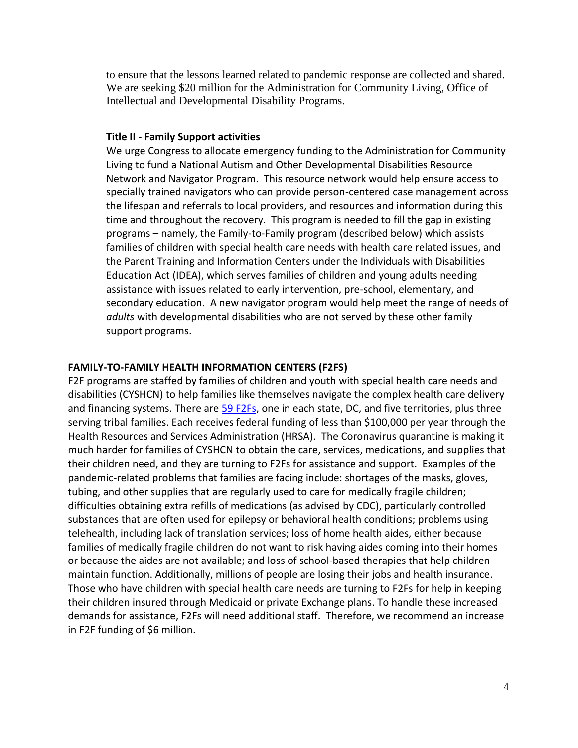to ensure that the lessons learned related to pandemic response are collected and shared. We are seeking $20 million for the Administration for Community Living, Office of Intellectual and Developmental Disability Programs.

**Title II - Family Support activities**

We urge Congress to allocate emergency funding to the Administration for Community Living to fund a National Autism and Other Developmental Disabilities Resource Network and Navigator Program. This resource network would help ensure access to specially trained navigators who can provide person-centered case management across the lifespan and referrals to local providers, and resources and information during this time and throughout the recovery. This program is needed to fill the gap in existing programs – namely, the Family-to-Family program (described below) which assists families of children with special health care needs with health care related issues, and the Parent Training and Information Centers under the Individuals with Disabilities Education Act (IDEA), which serves families of children and young adults needing assistance with issues related to early intervention, pre-school, elementary, and secondary education. A new navigator program would help meet the range of needs of *adults* with developmental disabilities who are not served by these other family support programs.

## FAMILY-TO-FAMILY HEALTH INFORMATION CENTERS (F2FS)

F2F programs are staffed by families of children and youth with special health care needs and disabilities (CYSHCN) to help families like themselves navigate the complex health care delivery and financing systems. There are 59 F2Fs, one in each state, DC, and five territories, plus three serving tribal families. Each receives federal funding of less than $100,000 per year through the Health Resources and Services Administration (HRSA). The Coronavirus quarantine is making it much harder for families of CYSHCN to obtain the care, services, medications, and supplies that their children need, and they are turning to F2Fs for assistance and support. Examples of the pandemic-related problems that families are facing include: shortages of the masks, gloves, tubing, and other supplies that are regularly used to care for medically fragile children; difficulties obtaining extra refills of medications (as advised by CDC), particularly controlled substances that are often used for epilepsy or behavioral health conditions; problems using telehealth, including lack of translation services; loss of home health aides, either because families of medically fragile children do not want to risk having aides coming into their homes or because the aides are not available; and loss of school-based therapies that help children maintain function. Additionally, millions of people are losing their jobs and health insurance. Those who have children with special health care needs are turning to F2Fs for help in keeping their children insured through Medicaid or private Exchange plans. To handle these increased demands for assistance, F2Fs will need additional staff. Therefore, we recommend an increase in F2F funding of $6 million.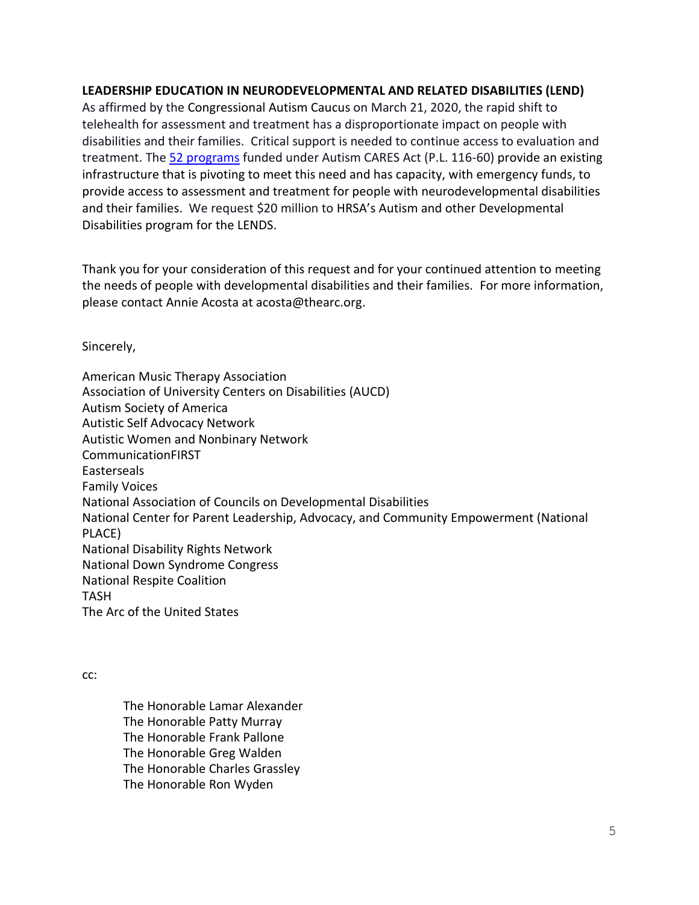**LEADERSHIP EDUCATION IN NEURODEVELOPMENTAL AND RELATED DISABILITIES (LEND)**

As affirmed by the Congressional Autism Caucus on March 21, 2020, the rapid shift to telehealth for assessment and treatment has a disproportionate impact on people with disabilities and their families. Critical support is needed to continue access to evaluation and treatment. The 52 programs funded under Autism CARES Act (P.L. 116-60) provide an existing infrastructure that is pivoting to meet this need and has capacity, with emergency funds, to provide access to assessment and treatment for people with neurodevelopmental disabilities and their families. We request $20 million to HRSA's Autism and other Developmental Disabilities program for the LENDS.

Thank you for your consideration of this request and for your continued attention to meeting the needs of people with developmental disabilities and their families. For more information, please contact Annie Acosta at acosta@thearc.org.

Sincerely,

American Music Therapy Association
Association of University Centers on Disabilities (AUCD)
Autism Society of America
Autistic Self Advocacy Network
Autistic Women and Nonbinary Network
CommunicationFIRST
Easterseals
Family Voices
National Association of Councils on Developmental Disabilities
National Center for Parent Leadership, Advocacy, and Community Empowerment (National PLACE)
National Disability Rights Network
National Down Syndrome Congress
National Respite Coalition
TASH
The Arc of the United States

cc:

The Honorable Lamar Alexander
The Honorable Patty Murray
The Honorable Frank Pallone
The Honorable Greg Walden
The Honorable Charles Grassley
The Honorable Ron Wyden